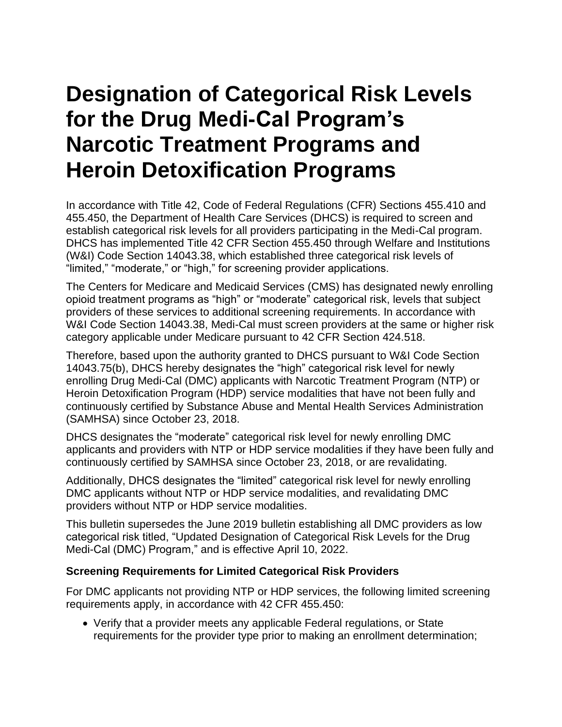# Designation of Categorical Risk Levels for the Drug Medi-Cal Program's Narcotic Treatment Programs and Heroin Detoxification Programs

In accordance with Title 42, Code of Federal Regulations (CFR) Sections 455.410 and 455.450, the Department of Health Care Services (DHCS) is required to screen and establish categorical risk levels for all providers participating in the Medi-Cal program. DHCS has implemented Title 42 CFR Section 455.450 through Welfare and Institutions (W&I) Code Section 14043.38, which established three categorical risk levels of "limited," "moderate," or "high," for screening provider applications.

The Centers for Medicare and Medicaid Services (CMS) has designated newly enrolling opioid treatment programs as "high" or "moderate" categorical risk, levels that subject providers of these services to additional screening requirements. In accordance with W&I Code Section 14043.38, Medi-Cal must screen providers at the same or higher risk category applicable under Medicare pursuant to 42 CFR Section 424.518.

Therefore, based upon the authority granted to DHCS pursuant to W&I Code Section 14043.75(b), DHCS hereby designates the "high" categorical risk level for newly enrolling Drug Medi-Cal (DMC) applicants with Narcotic Treatment Program (NTP) or Heroin Detoxification Program (HDP) service modalities that have not been fully and continuously certified by Substance Abuse and Mental Health Services Administration (SAMHSA) since October 23, 2018.

DHCS designates the "moderate" categorical risk level for newly enrolling DMC applicants and providers with NTP or HDP service modalities if they have been fully and continuously certified by SAMHSA since October 23, 2018, or are revalidating.

Additionally, DHCS designates the "limited" categorical risk level for newly enrolling DMC applicants without NTP or HDP service modalities, and revalidating DMC providers without NTP or HDP service modalities.

This bulletin supersedes the June 2019 bulletin establishing all DMC providers as low categorical risk titled, "Updated Designation of Categorical Risk Levels for the Drug Medi-Cal (DMC) Program," and is effective April 10, 2022.

**Screening Requirements for Limited Categorical Risk Providers**

For DMC applicants not providing NTP or HDP services, the following limited screening requirements apply, in accordance with 42 CFR 455.450:

- Verify that a provider meets any applicable Federal regulations, or State requirements for the provider type prior to making an enrollment determination;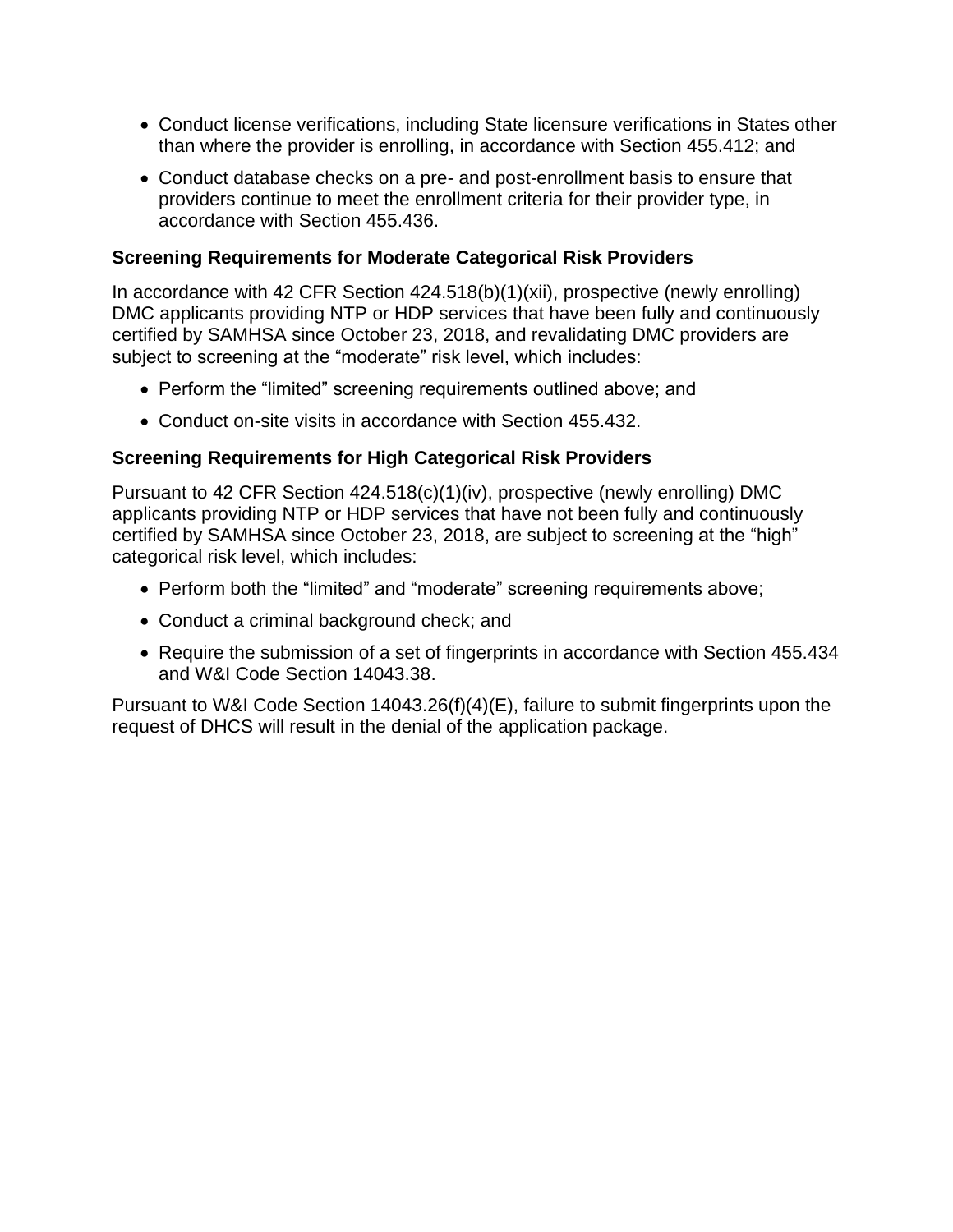- Conduct license verifications, including State licensure verifications in States other than where the provider is enrolling, in accordance with Section 455.412; and
- Conduct database checks on a pre- and post-enrollment basis to ensure that providers continue to meet the enrollment criteria for their provider type, in accordance with Section 455.436.

**Screening Requirements for Moderate Categorical Risk Providers**

In accordance with 42 CFR Section 424.518(b)(1)(xii), prospective (newly enrolling) DMC applicants providing NTP or HDP services that have been fully and continuously certified by SAMHSA since October 23, 2018, and revalidating DMC providers are subject to screening at the "moderate" risk level, which includes:

- Perform the "limited" screening requirements outlined above; and
- Conduct on-site visits in accordance with Section 455.432.

**Screening Requirements for High Categorical Risk Providers**

Pursuant to 42 CFR Section 424.518(c)(1)(iv), prospective (newly enrolling) DMC applicants providing NTP or HDP services that have not been fully and continuously certified by SAMHSA since October 23, 2018, are subject to screening at the "high" categorical risk level, which includes:

- Perform both the "limited" and "moderate" screening requirements above;
- Conduct a criminal background check; and
- Require the submission of a set of fingerprints in accordance with Section 455.434 and W&I Code Section 14043.38.

Pursuant to W&I Code Section 14043.26(f)(4)(E), failure to submit fingerprints upon the request of DHCS will result in the denial of the application package.